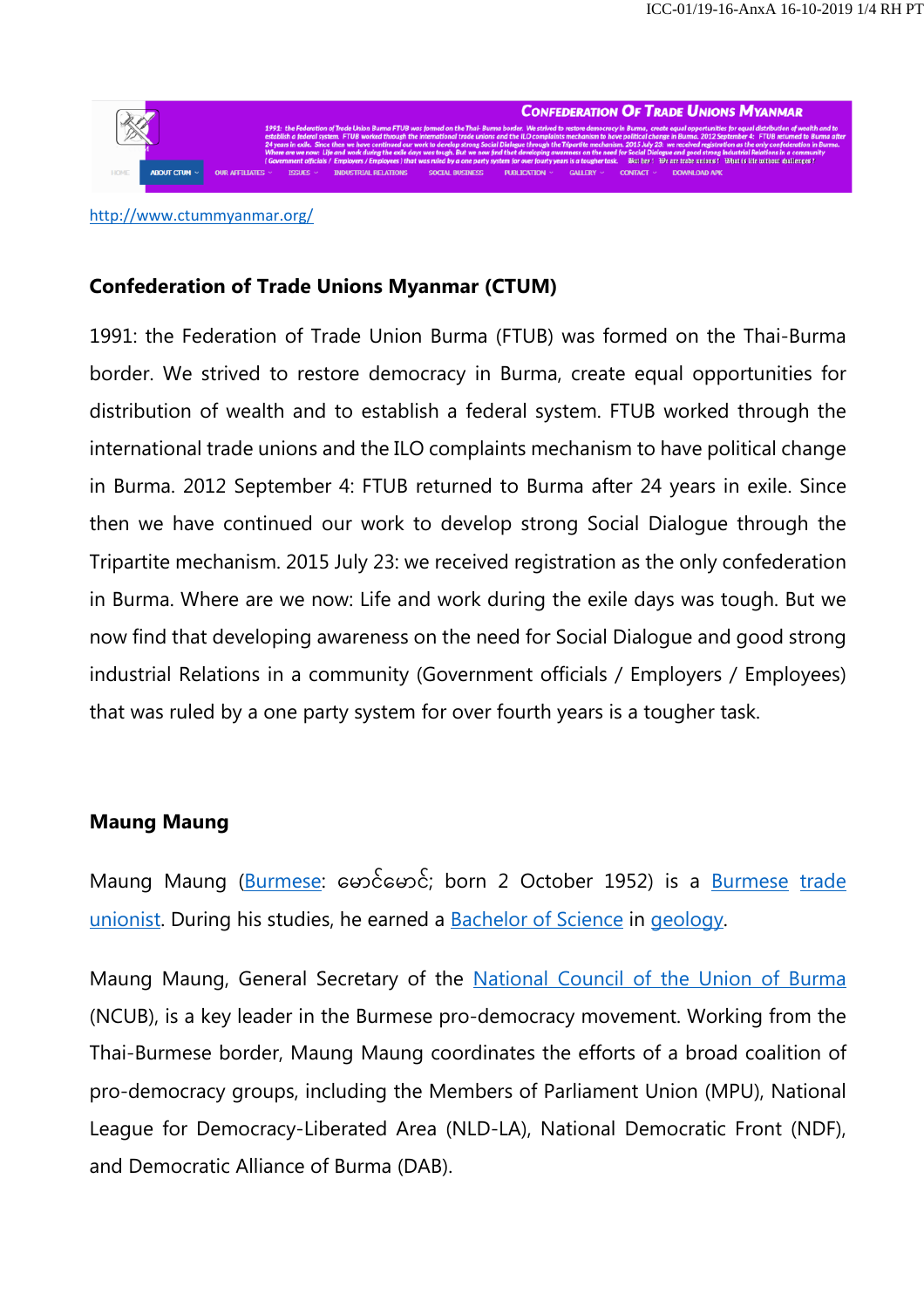http://www.ctummyanmar.org/

**Confederation of Trade Unions Myanmar (CTUM)**

1991: the Federation of Trade Union Burma (FTUB) was formed on the Thai-Burma border. We strived to restore democracy in Burma, create equal opportunities for distribution of wealth and to establish a federal system. FTUB worked through the international trade unions and the ILO complaints mechanism to have political change in Burma. 2012 September 4: FTUB returned to Burma after 24 years in exile. Since then we have continued our work to develop strong Social Dialogue through the Tripartite mechanism. 2015 July 23: we received registration as the only confederation in Burma. Where are we now: Life and work during the exile days was tough. But we now find that developing awareness on the need for Social Dialogue and good strong industrial Relations in a community (Government officials / Employers / Employees) that was ruled by a one party system for over fourth years is a tougher task.

**Maung Maung**

Maung Maung (Burmese: မောင်မောင်; born 2 October 1952) is a Burmese trade unionist. During his studies, he earned a Bachelor of Science in geology.

Maung Maung, General Secretary of the National Council of the Union of Burma (NCUB), is a key leader in the Burmese pro-democracy movement. Working from the Thai-Burmese border, Maung Maung coordinates the efforts of a broad coalition of pro-democracy groups, including the Members of Parliament Union (MPU), National League for Democracy-Liberated Area (NLD-LA), National Democratic Front (NDF), and Democratic Alliance of Burma (DAB).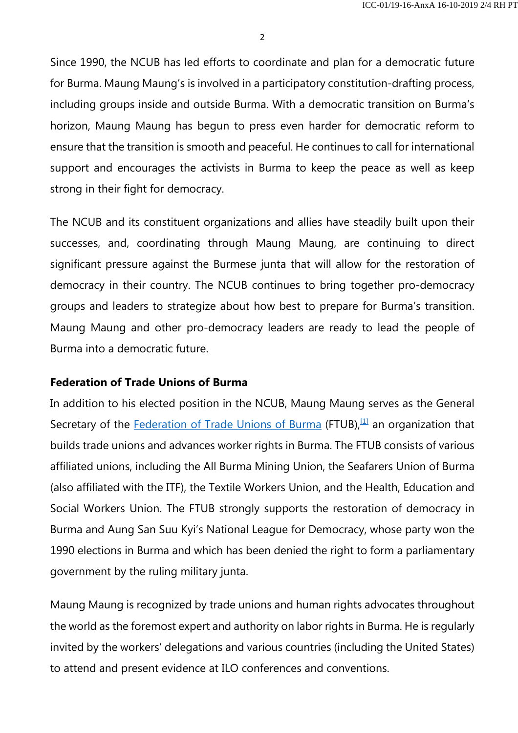Since 1990, the NCUB has led efforts to coordinate and plan for a democratic future for Burma. Maung Maung's is involved in a participatory constitution-drafting process, including groups inside and outside Burma. With a democratic transition on Burma's horizon, Maung Maung has begun to press even harder for democratic reform to ensure that the transition is smooth and peaceful. He continues to call for international support and encourages the activists in Burma to keep the peace as well as keep strong in their fight for democracy.

The NCUB and its constituent organizations and allies have steadily built upon their successes, and, coordinating through Maung Maung, are continuing to direct significant pressure against the Burmese junta that will allow for the restoration of democracy in their country. The NCUB continues to bring together pro-democracy groups and leaders to strategize about how best to prepare for Burma's transition. Maung Maung and other pro-democracy leaders are ready to lead the people of Burma into a democratic future.

**Federation of Trade Unions of Burma**

In addition to his elected position in the NCUB, Maung Maung serves as the General Secretary of the Federation of Trade Unions of Burma (FTUB),[1] an organization that builds trade unions and advances worker rights in Burma. The FTUB consists of various affiliated unions, including the All Burma Mining Union, the Seafarers Union of Burma (also affiliated with the ITF), the Textile Workers Union, and the Health, Education and Social Workers Union. The FTUB strongly supports the restoration of democracy in Burma and Aung San Suu Kyi's National League for Democracy, whose party won the 1990 elections in Burma and which has been denied the right to form a parliamentary government by the ruling military junta.

Maung Maung is recognized by trade unions and human rights advocates throughout the world as the foremost expert and authority on labor rights in Burma. He is regularly invited by the workers' delegations and various countries (including the United States) to attend and present evidence at ILO conferences and conventions.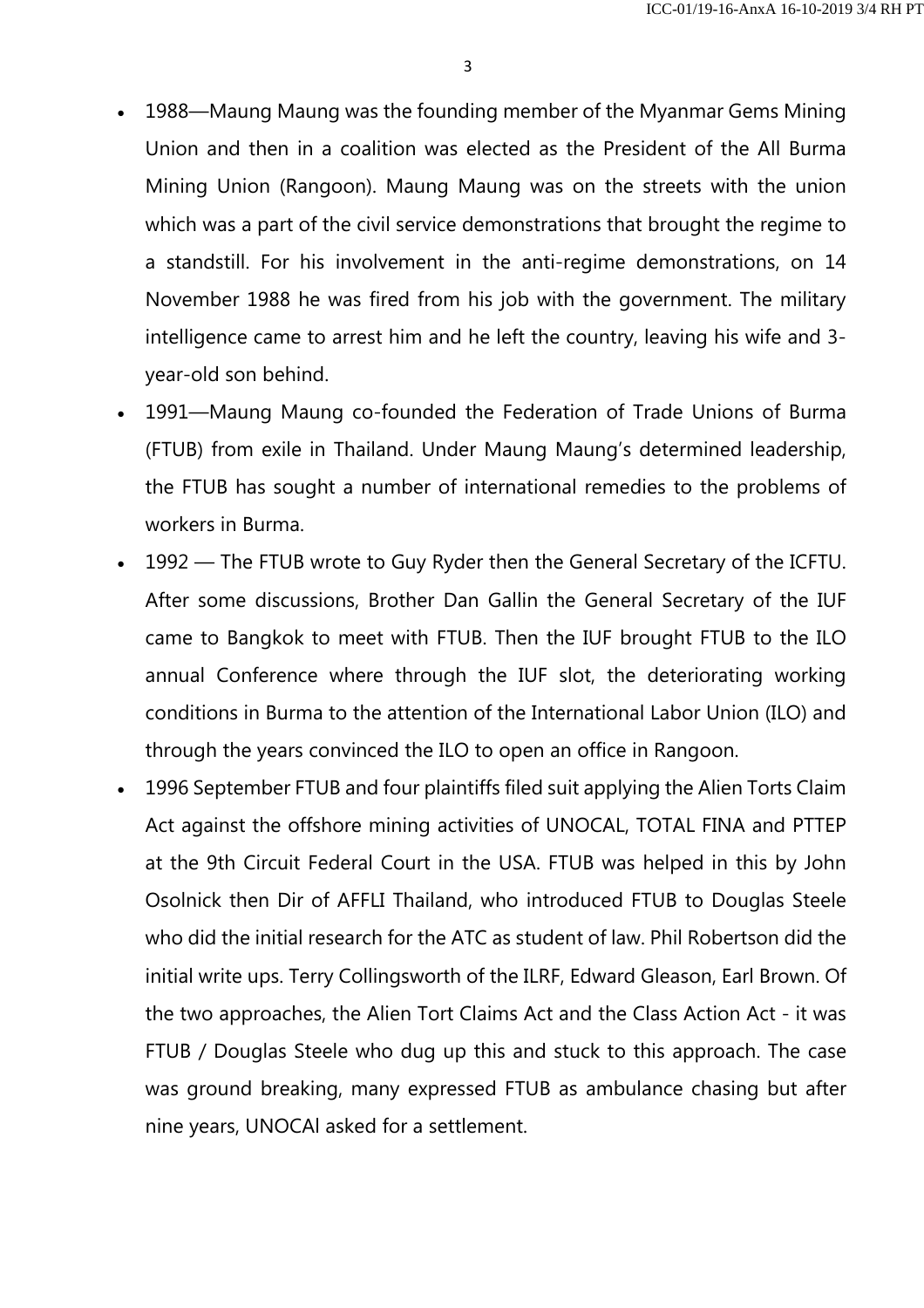- 1988—Maung Maung was the founding member of the Myanmar Gems Mining Union and then in a coalition was elected as the President of the All Burma Mining Union (Rangoon). Maung Maung was on the streets with the union which was a part of the civil service demonstrations that brought the regime to a standstill. For his involvement in the anti-regime demonstrations, on 14 November 1988 he was fired from his job with the government. The military intelligence came to arrest him and he left the country, leaving his wife and 3-year-old son behind.
- 1991—Maung Maung co-founded the Federation of Trade Unions of Burma (FTUB) from exile in Thailand. Under Maung Maung's determined leadership, the FTUB has sought a number of international remedies to the problems of workers in Burma.
- 1992 — The FTUB wrote to Guy Ryder then the General Secretary of the ICFTU. After some discussions, Brother Dan Gallin the General Secretary of the IUF came to Bangkok to meet with FTUB. Then the IUF brought FTUB to the ILO annual Conference where through the IUF slot, the deteriorating working conditions in Burma to the attention of the International Labor Union (ILO) and through the years convinced the ILO to open an office in Rangoon.
- 1996 September FTUB and four plaintiffs filed suit applying the Alien Torts Claim Act against the offshore mining activities of UNOCAL, TOTAL FINA and PTTEP at the 9th Circuit Federal Court in the USA. FTUB was helped in this by John Osolnick then Dir of AFFLI Thailand, who introduced FTUB to Douglas Steele who did the initial research for the ATC as student of law. Phil Robertson did the initial write ups. Terry Collingsworth of the ILRF, Edward Gleason, Earl Brown. Of the two approaches, the Alien Tort Claims Act and the Class Action Act - it was FTUB / Douglas Steele who dug up this and stuck to this approach. The case was ground breaking, many expressed FTUB as ambulance chasing but after nine years, UNOCAl asked for a settlement.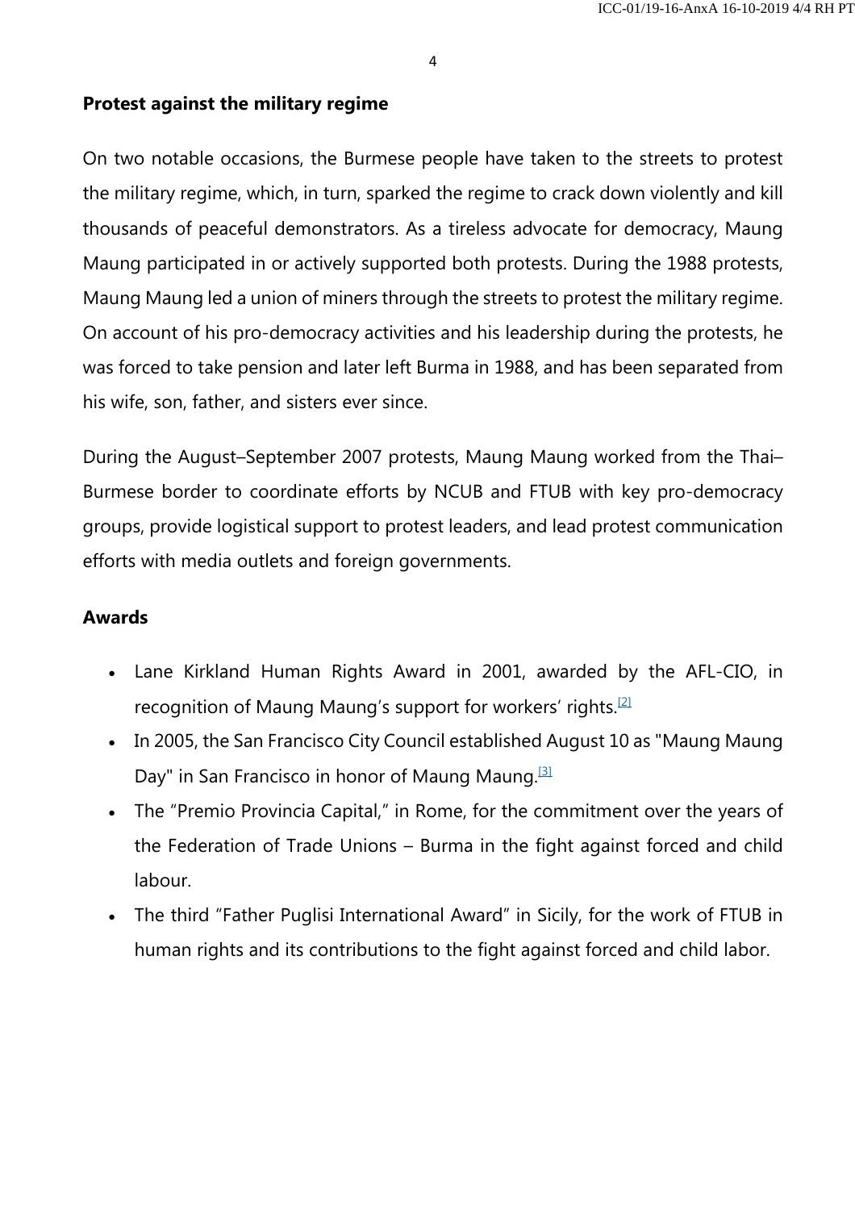## Protest against the military regime

On two notable occasions, the Burmese people have taken to the streets to protest the military regime, which, in turn, sparked the regime to crack down violently and kill thousands of peaceful demonstrators. As a tireless advocate for democracy, Maung Maung participated in or actively supported both protests. During the 1988 protests, Maung Maung led a union of miners through the streets to protest the military regime. On account of his pro-democracy activities and his leadership during the protests, he was forced to take pension and later left Burma in 1988, and has been separated from his wife, son, father, and sisters ever since.

During the August–September 2007 protests, Maung Maung worked from the Thai–Burmese border to coordinate efforts by NCUB and FTUB with key pro-democracy groups, provide logistical support to protest leaders, and lead protest communication efforts with media outlets and foreign governments.

## Awards

- Lane Kirkland Human Rights Award in 2001, awarded by the AFL-CIO, in recognition of Maung Maung's support for workers' rights.[2]
- In 2005, the San Francisco City Council established August 10 as "Maung Maung Day" in San Francisco in honor of Maung Maung.[3]
- The "Premio Provincia Capital," in Rome, for the commitment over the years of the Federation of Trade Unions – Burma in the fight against forced and child labour.
- The third "Father Puglisi International Award" in Sicily, for the work of FTUB in human rights and its contributions to the fight against forced and child labor.